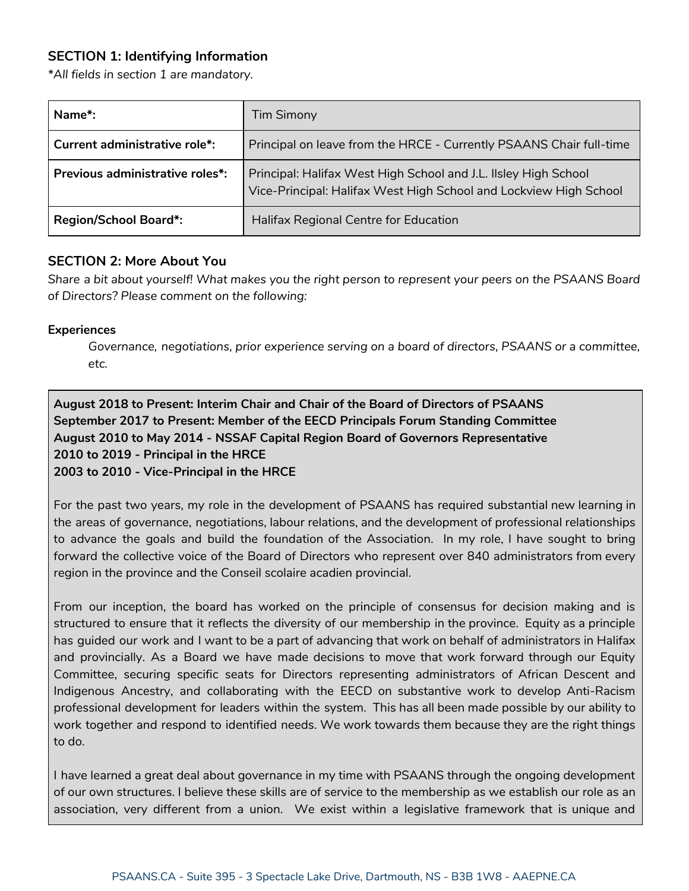## SECTION 1: Identifying Information

*\*All fields in section 1 are mandatory.*

| | |
|---|---|
| **Name\*:** | Tim Simony |
| **Current administrative role\*:** | Principal on leave from the HRCE - Currently PSAANS Chair full-time |
| **Previous administrative roles\*:** | Principal: Halifax West High School and J.L. Ilsley High School<br>Vice-Principal: Halifax West High School and Lockview High School |
| **Region/School Board\*:** | Halifax Regional Centre for Education |

## SECTION 2: More About You

*Share a bit about yourself! What makes you the right person to represent your peers on the PSAANS Board of Directors? Please comment on the following:*

**Experiences**

*Governance, negotiations, prior experience serving on a board of directors, PSAANS or a committee, etc.*

**August 2018 to Present: Interim Chair and Chair of the Board of Directors of PSAANS**
**September 2017 to Present: Member of the EECD Principals Forum Standing Committee**
**August 2010 to May 2014 - NSSAF Capital Region Board of Governors Representative**
**2010 to 2019 - Principal in the HRCE**
**2003 to 2010 - Vice-Principal in the HRCE**

For the past two years, my role in the development of PSAANS has required substantial new learning in the areas of governance, negotiations, labour relations, and the development of professional relationships to advance the goals and build the foundation of the Association. In my role, I have sought to bring forward the collective voice of the Board of Directors who represent over 840 administrators from every region in the province and the Conseil scolaire acadien provincial.

From our inception, the board has worked on the principle of consensus for decision making and is structured to ensure that it reflects the diversity of our membership in the province. Equity as a principle has guided our work and I want to be a part of advancing that work on behalf of administrators in Halifax and provincially. As a Board we have made decisions to move that work forward through our Equity Committee, securing specific seats for Directors representing administrators of African Descent and Indigenous Ancestry, and collaborating with the EECD on substantive work to develop Anti-Racism professional development for leaders within the system. This has all been made possible by our ability to work together and respond to identified needs. We work towards them because they are the right things to do.

I have learned a great deal about governance in my time with PSAANS through the ongoing development of our own structures. I believe these skills are of service to the membership as we establish our role as an association, very different from a union. We exist within a legislative framework that is unique and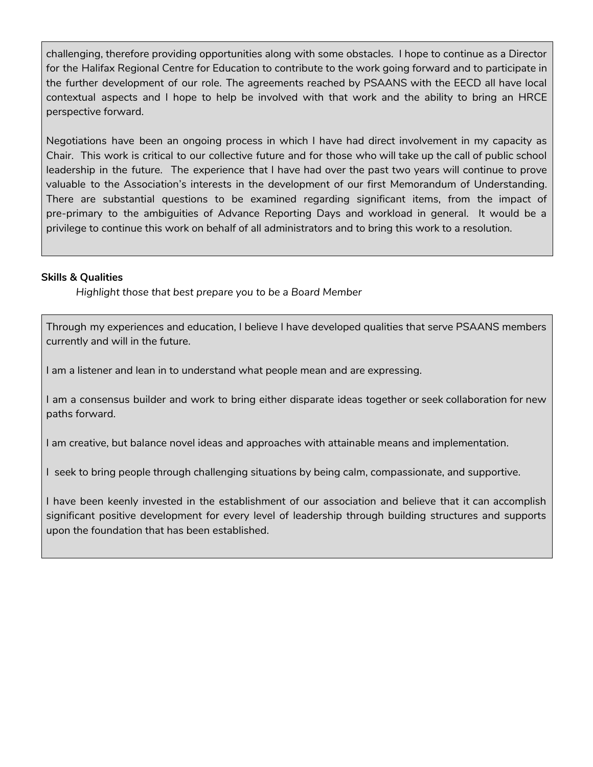challenging, therefore providing opportunities along with some obstacles. I hope to continue as a Director for the Halifax Regional Centre for Education to contribute to the work going forward and to participate in the further development of our role. The agreements reached by PSAANS with the EECD all have local contextual aspects and I hope to help be involved with that work and the ability to bring an HRCE perspective forward.

Negotiations have been an ongoing process in which I have had direct involvement in my capacity as Chair. This work is critical to our collective future and for those who will take up the call of public school leadership in the future. The experience that I have had over the past two years will continue to prove valuable to the Association's interests in the development of our first Memorandum of Understanding. There are substantial questions to be examined regarding significant items, from the impact of pre-primary to the ambiguities of Advance Reporting Days and workload in general. It would be a privilege to continue this work on behalf of all administrators and to bring this work to a resolution.

**Skills & Qualities**

*Highlight those that best prepare you to be a Board Member*

Through my experiences and education, I believe I have developed qualities that serve PSAANS members currently and will in the future.

I am a listener and lean in to understand what people mean and are expressing.

I am a consensus builder and work to bring either disparate ideas together or seek collaboration for new paths forward.

I am creative, but balance novel ideas and approaches with attainable means and implementation.

I seek to bring people through challenging situations by being calm, compassionate, and supportive.

I have been keenly invested in the establishment of our association and believe that it can accomplish significant positive development for every level of leadership through building structures and supports upon the foundation that has been established.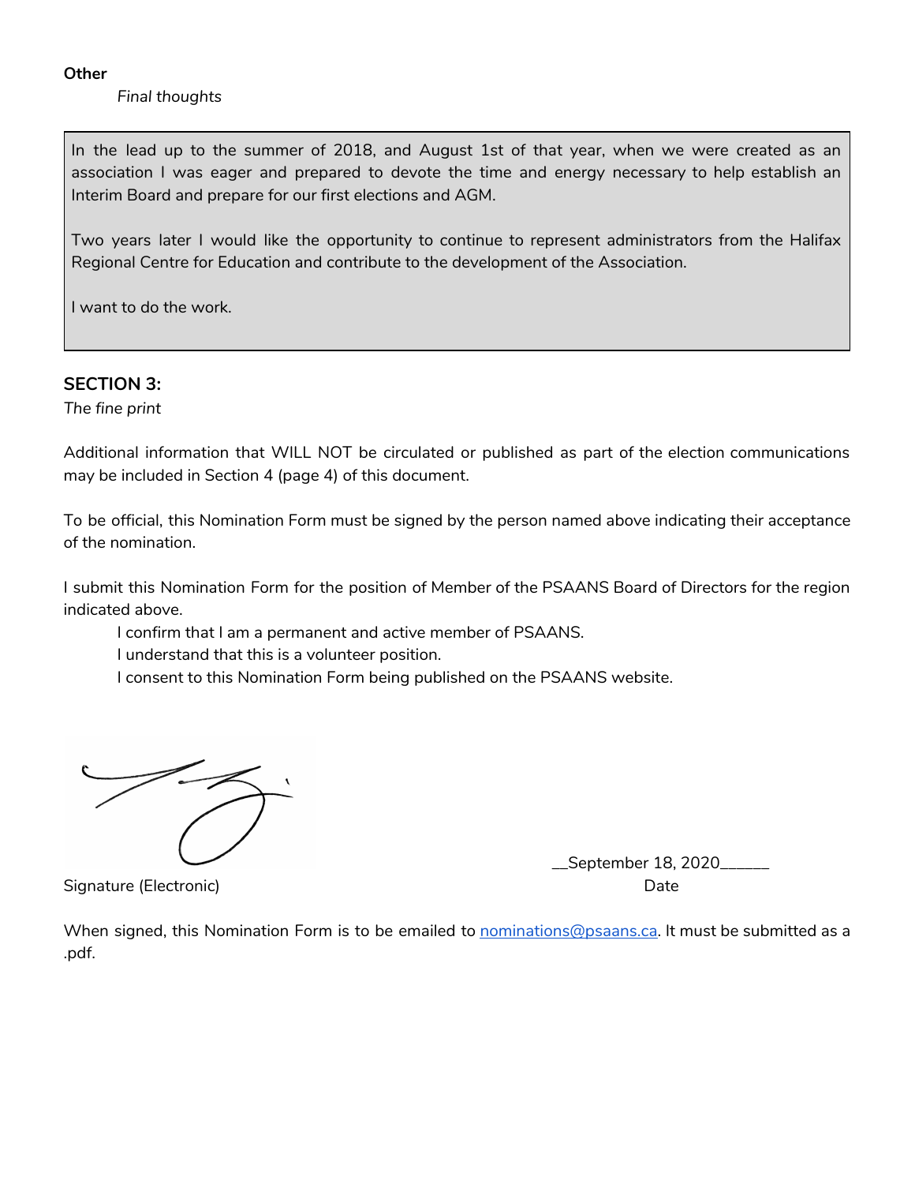**Other**

*Final thoughts*

In the lead up to the summer of 2018, and August 1st of that year, when we were created as an association I was eager and prepared to devote the time and energy necessary to help establish an Interim Board and prepare for our first elections and AGM.

Two years later I would like the opportunity to continue to represent administrators from the Halifax Regional Centre for Education and contribute to the development of the Association.

I want to do the work.

**SECTION 3:**

*The fine print*

Additional information that WILL NOT be circulated or published as part of the election communications may be included in Section 4 (page 4) of this document.

To be official, this Nomination Form must be signed by the person named above indicating their acceptance of the nomination.

I submit this Nomination Form for the position of Member of the PSAANS Board of Directors for the region indicated above.

I confirm that I am a permanent and active member of PSAANS.
I understand that this is a volunteer position.
I consent to this Nomination Form being published on the PSAANS website.

Signature (Electronic)

__September 18, 2020______
Date

When signed, this Nomination Form is to be emailed to nominations@psaans.ca. It must be submitted as a .pdf.